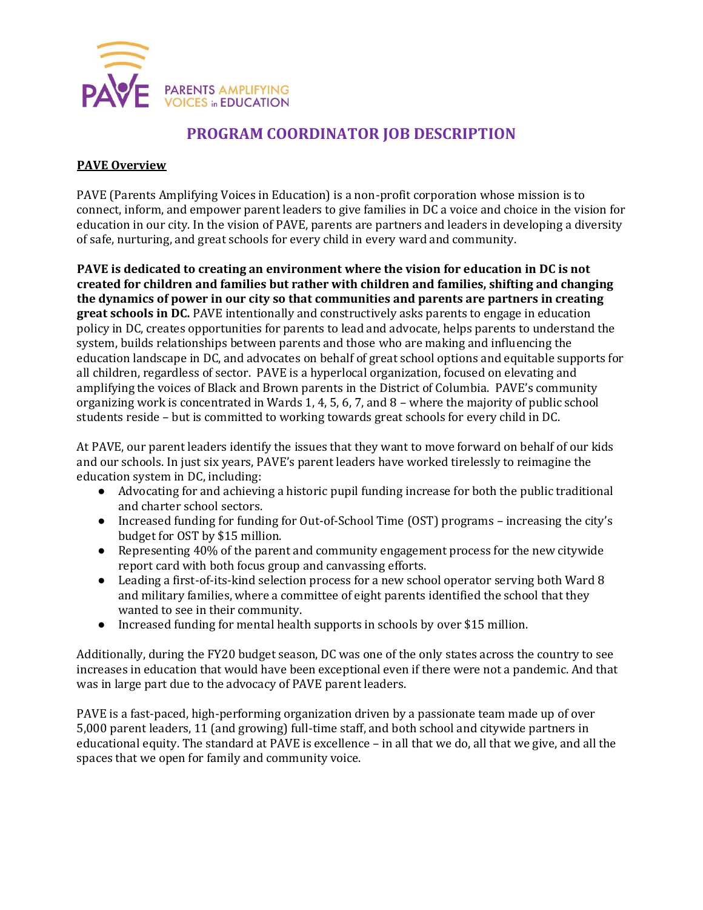PAVE PARENTS AMPLIFYING VOICES in EDUCATION

# PROGRAM COORDINATOR JOB DESCRIPTION

**PAVE Overview**

PAVE (Parents Amplifying Voices in Education) is a non-profit corporation whose mission is to connect, inform, and empower parent leaders to give families in DC a voice and choice in the vision for education in our city. In the vision of PAVE, parents are partners and leaders in developing a diversity of safe, nurturing, and great schools for every child in every ward and community.

**PAVE is dedicated to creating an environment where the vision for education in DC is not created for children and families but rather with children and families, shifting and changing the dynamics of power in our city so that communities and parents are partners in creating great schools in DC.** PAVE intentionally and constructively asks parents to engage in education policy in DC, creates opportunities for parents to lead and advocate, helps parents to understand the system, builds relationships between parents and those who are making and influencing the education landscape in DC, and advocates on behalf of great school options and equitable supports for all children, regardless of sector. PAVE is a hyperlocal organization, focused on elevating and amplifying the voices of Black and Brown parents in the District of Columbia. PAVE's community organizing work is concentrated in Wards 1, 4, 5, 6, 7, and 8 – where the majority of public school students reside – but is committed to working towards great schools for every child in DC.

At PAVE, our parent leaders identify the issues that they want to move forward on behalf of our kids and our schools. In just six years, PAVE's parent leaders have worked tirelessly to reimagine the education system in DC, including:

- Advocating for and achieving a historic pupil funding increase for both the public traditional and charter school sectors.
- Increased funding for funding for Out-of-School Time (OST) programs – increasing the city's budget for OST by $15 million.
- Representing 40% of the parent and community engagement process for the new citywide report card with both focus group and canvassing efforts.
- Leading a first-of-its-kind selection process for a new school operator serving both Ward 8 and military families, where a committee of eight parents identified the school that they wanted to see in their community.
- Increased funding for mental health supports in schools by over $15 million.

Additionally, during the FY20 budget season, DC was one of the only states across the country to see increases in education that would have been exceptional even if there were not a pandemic. And that was in large part due to the advocacy of PAVE parent leaders.

PAVE is a fast-paced, high-performing organization driven by a passionate team made up of over 5,000 parent leaders, 11 (and growing) full-time staff, and both school and citywide partners in educational equity. The standard at PAVE is excellence – in all that we do, all that we give, and all the spaces that we open for family and community voice.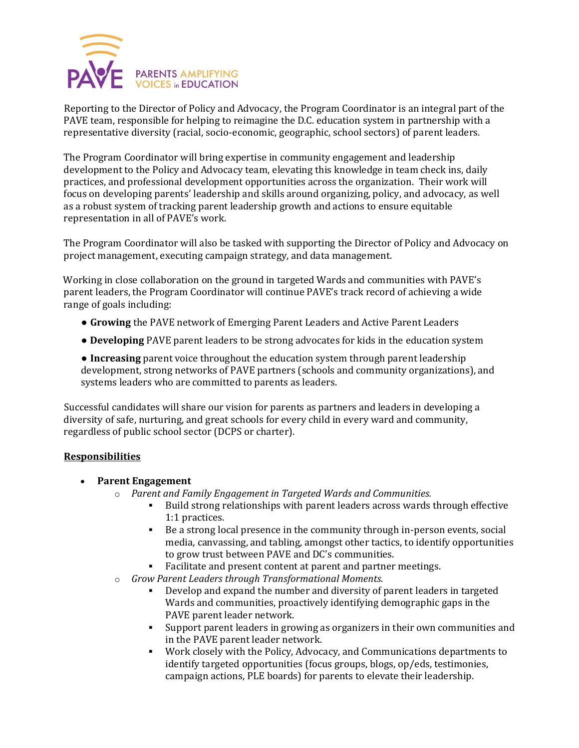Reporting to the Director of Policy and Advocacy, the Program Coordinator is an integral part of the PAVE team, responsible for helping to reimagine the D.C. education system in partnership with a representative diversity (racial, socio-economic, geographic, school sectors) of parent leaders.

The Program Coordinator will bring expertise in community engagement and leadership development to the Policy and Advocacy team, elevating this knowledge in team check ins, daily practices, and professional development opportunities across the organization. Their work will focus on developing parents' leadership and skills around organizing, policy, and advocacy, as well as a robust system of tracking parent leadership growth and actions to ensure equitable representation in all of PAVE's work.

The Program Coordinator will also be tasked with supporting the Director of Policy and Advocacy on project management, executing campaign strategy, and data management.

Working in close collaboration on the ground in targeted Wards and communities with PAVE's parent leaders, the Program Coordinator will continue PAVE's track record of achieving a wide range of goals including:

- **Growing** the PAVE network of Emerging Parent Leaders and Active Parent Leaders
- **Developing** PAVE parent leaders to be strong advocates for kids in the education system
- **Increasing** parent voice throughout the education system through parent leadership development, strong networks of PAVE partners (schools and community organizations), and systems leaders who are committed to parents as leaders.

Successful candidates will share our vision for parents as partners and leaders in developing a diversity of safe, nurturing, and great schools for every child in every ward and community, regardless of public school sector (DCPS or charter).

## Responsibilities

- **Parent Engagement**
  - *Parent and Family Engagement in Targeted Wards and Communities.*
    - Build strong relationships with parent leaders across wards through effective 1:1 practices.
    - Be a strong local presence in the community through in-person events, social media, canvassing, and tabling, amongst other tactics, to identify opportunities to grow trust between PAVE and DC's communities.
    - Facilitate and present content at parent and partner meetings.
  - *Grow Parent Leaders through Transformational Moments.*
    - Develop and expand the number and diversity of parent leaders in targeted Wards and communities, proactively identifying demographic gaps in the PAVE parent leader network.
    - Support parent leaders in growing as organizers in their own communities and in the PAVE parent leader network.
    - Work closely with the Policy, Advocacy, and Communications departments to identify targeted opportunities (focus groups, blogs, op/eds, testimonies, campaign actions, PLE boards) for parents to elevate their leadership.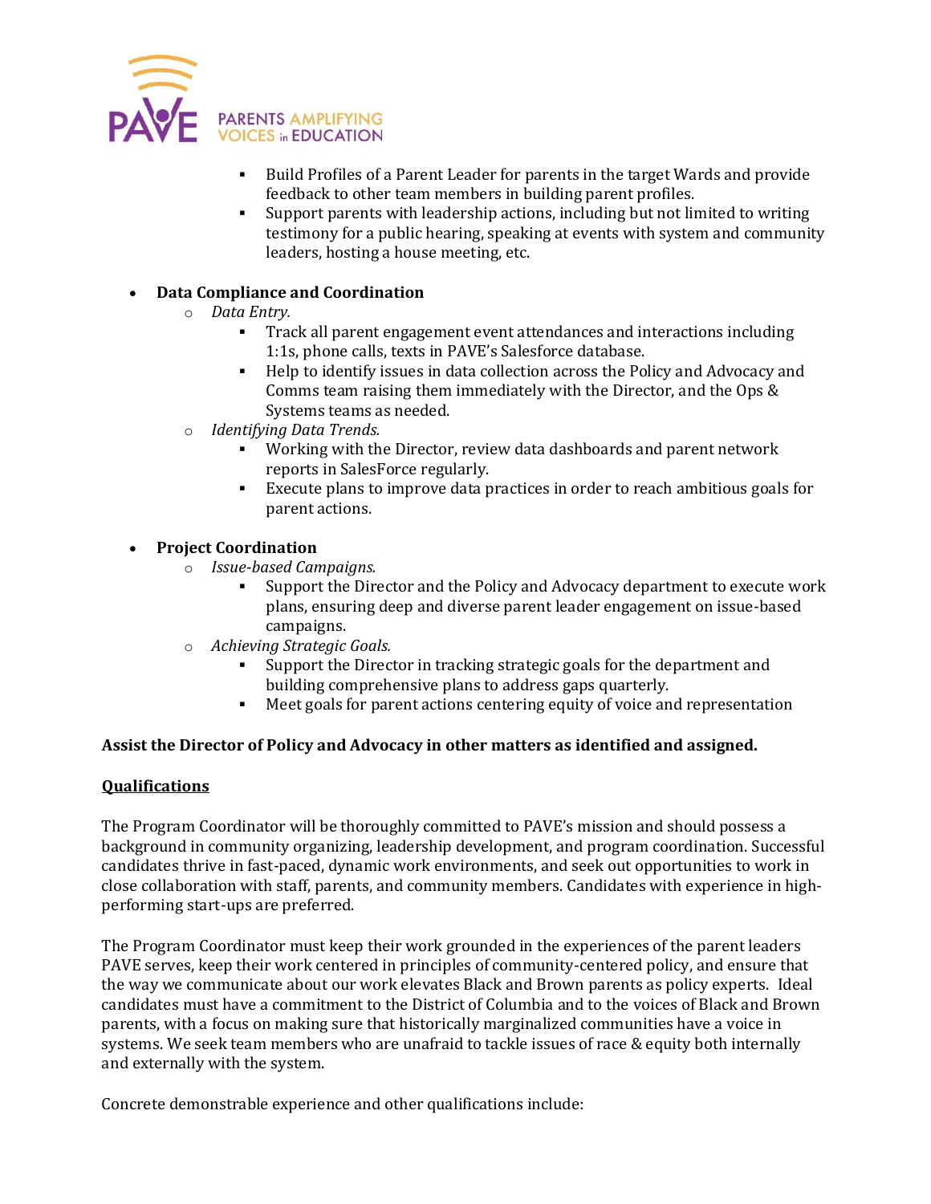- Build Profiles of a Parent Leader for parents in the target Wards and provide feedback to other team members in building parent profiles.
        - Support parents with leadership actions, including but not limited to writing testimony for a public hearing, speaking at events with system and community leaders, hosting a house meeting, etc.

- **Data Compliance and Coordination**
    - *Data Entry.*
        - Track all parent engagement event attendances and interactions including 1:1s, phone calls, texts in PAVE's Salesforce database.
        - Help to identify issues in data collection across the Policy and Advocacy and Comms team raising them immediately with the Director, and the Ops & Systems teams as needed.
    - *Identifying Data Trends.*
        - Working with the Director, review data dashboards and parent network reports in SalesForce regularly.
        - Execute plans to improve data practices in order to reach ambitious goals for parent actions.

- **Project Coordination**
    - *Issue-based Campaigns.*
        - Support the Director and the Policy and Advocacy department to execute work plans, ensuring deep and diverse parent leader engagement on issue-based campaigns.
    - *Achieving Strategic Goals.*
        - Support the Director in tracking strategic goals for the department and building comprehensive plans to address gaps quarterly.
        - Meet goals for parent actions centering equity of voice and representation

**Assist the Director of Policy and Advocacy in other matters as identified and assigned.**

**Qualifications**

The Program Coordinator will be thoroughly committed to PAVE's mission and should possess a background in community organizing, leadership development, and program coordination. Successful candidates thrive in fast-paced, dynamic work environments, and seek out opportunities to work in close collaboration with staff, parents, and community members. Candidates with experience in high-performing start-ups are preferred.

The Program Coordinator must keep their work grounded in the experiences of the parent leaders PAVE serves, keep their work centered in principles of community-centered policy, and ensure that the way we communicate about our work elevates Black and Brown parents as policy experts. Ideal candidates must have a commitment to the District of Columbia and to the voices of Black and Brown parents, with a focus on making sure that historically marginalized communities have a voice in systems. We seek team members who are unafraid to tackle issues of race & equity both internally and externally with the system.

Concrete demonstrable experience and other qualifications include: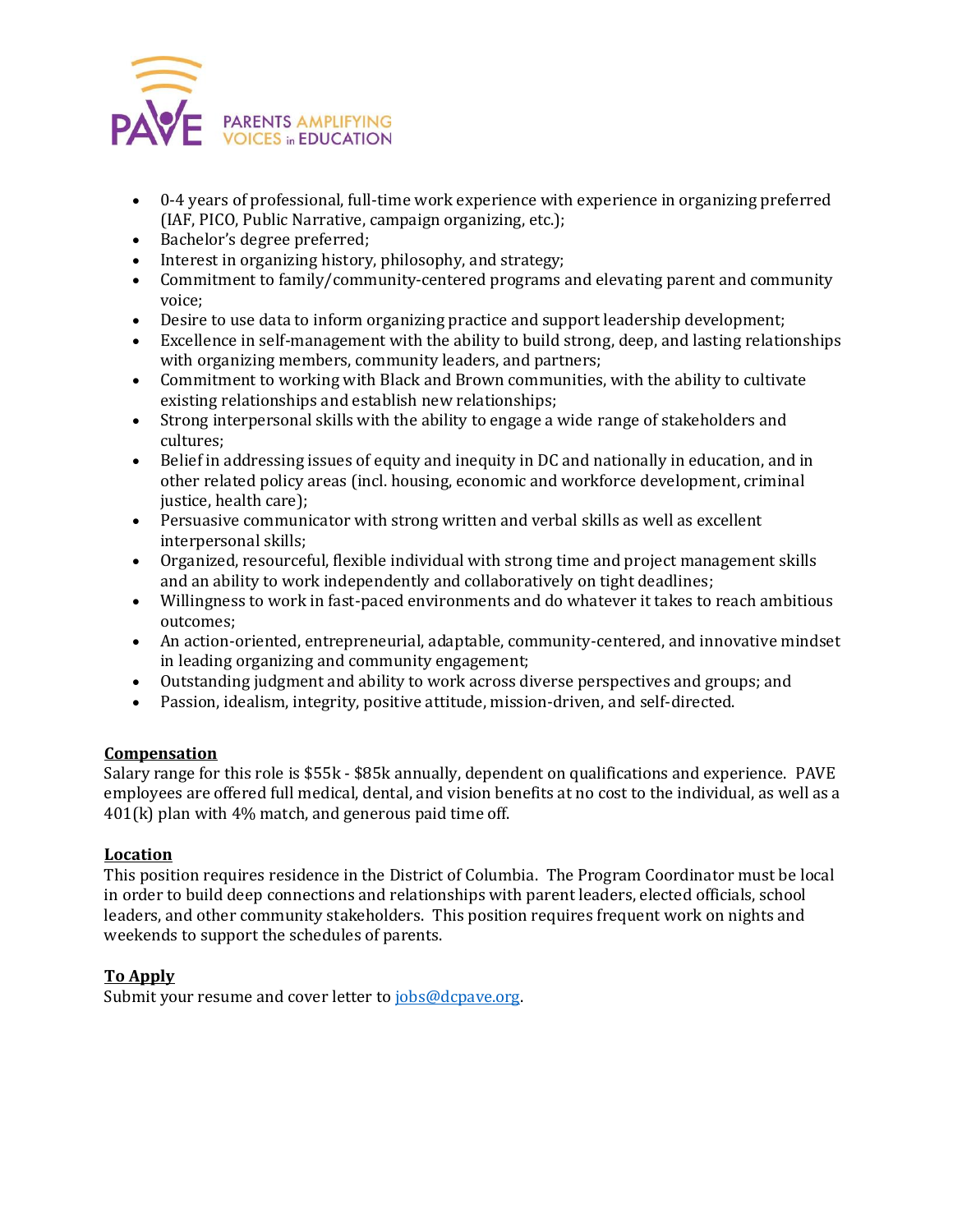- 0-4 years of professional, full-time work experience with experience in organizing preferred (IAF, PICO, Public Narrative, campaign organizing, etc.);
- Bachelor's degree preferred;
- Interest in organizing history, philosophy, and strategy;
- Commitment to family/community-centered programs and elevating parent and community voice;
- Desire to use data to inform organizing practice and support leadership development;
- Excellence in self-management with the ability to build strong, deep, and lasting relationships with organizing members, community leaders, and partners;
- Commitment to working with Black and Brown communities, with the ability to cultivate existing relationships and establish new relationships;
- Strong interpersonal skills with the ability to engage a wide range of stakeholders and cultures;
- Belief in addressing issues of equity and inequity in DC and nationally in education, and in other related policy areas (incl. housing, economic and workforce development, criminal justice, health care);
- Persuasive communicator with strong written and verbal skills as well as excellent interpersonal skills;
- Organized, resourceful, flexible individual with strong time and project management skills and an ability to work independently and collaboratively on tight deadlines;
- Willingness to work in fast-paced environments and do whatever it takes to reach ambitious outcomes;
- An action-oriented, entrepreneurial, adaptable, community-centered, and innovative mindset in leading organizing and community engagement;
- Outstanding judgment and ability to work across diverse perspectives and groups; and
- Passion, idealism, integrity, positive attitude, mission-driven, and self-directed.

**Compensation**

Salary range for this role is $55k - $85k annually, dependent on qualifications and experience. PAVE employees are offered full medical, dental, and vision benefits at no cost to the individual, as well as a 401(k) plan with 4% match, and generous paid time off.

**Location**

This position requires residence in the District of Columbia. The Program Coordinator must be local in order to build deep connections and relationships with parent leaders, elected officials, school leaders, and other community stakeholders. This position requires frequent work on nights and weekends to support the schedules of parents.

**To Apply**

Submit your resume and cover letter to jobs@dcpave.org.